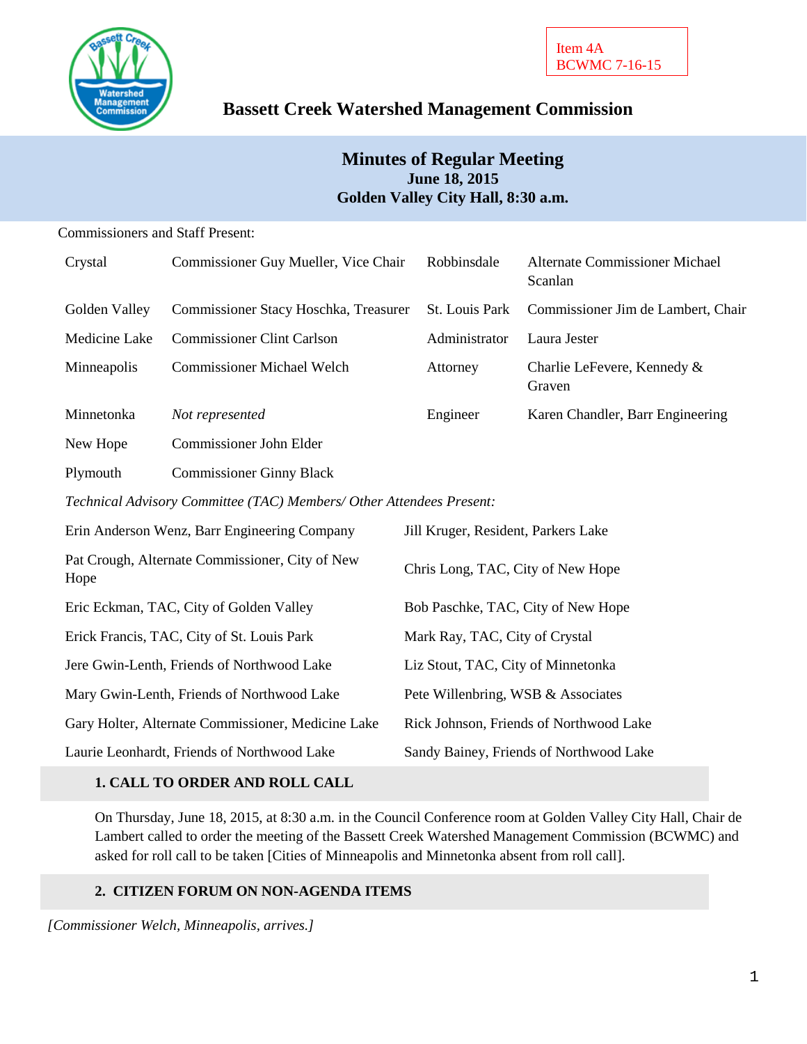Item 4A
BCWMC 7-16-15

# Bassett Creek Watershed Management Commission

## Minutes of Regular Meeting
**June 18, 2015**
**Golden Valley City Hall, 8:30 a.m.**

Commissioners and Staff Present:

| | | | |
|---|---|---|---|
| Crystal | Commissioner Guy Mueller, Vice Chair | Robbinsdale | Alternate Commissioner Michael Scanlan |
| Golden Valley | Commissioner Stacy Hoschka, Treasurer | St. Louis Park | Commissioner Jim de Lambert, Chair |
| Medicine Lake | Commissioner Clint Carlson | Administrator | Laura Jester |
| Minneapolis | Commissioner Michael Welch | Attorney | Charlie LeFevere, Kennedy & Graven |
| Minnetonka | *Not represented* | Engineer | Karen Chandler, Barr Engineering |
| New Hope | Commissioner John Elder | | |
| Plymouth | Commissioner Ginny Black | | |

*Technical Advisory Committee (TAC) Members/ Other Attendees Present:*

| | |
|---|---|
| Erin Anderson Wenz, Barr Engineering Company | Jill Kruger, Resident, Parkers Lake |
| Pat Crough, Alternate Commissioner, City of New Hope | Chris Long, TAC, City of New Hope |
| Eric Eckman, TAC, City of Golden Valley | Bob Paschke, TAC, City of New Hope |
| Erick Francis, TAC, City of St. Louis Park | Mark Ray, TAC, City of Crystal |
| Jere Gwin-Lenth, Friends of Northwood Lake | Liz Stout, TAC, City of Minnetonka |
| Mary Gwin-Lenth, Friends of Northwood Lake | Pete Willenbring, WSB & Associates |
| Gary Holter, Alternate Commissioner, Medicine Lake | Rick Johnson, Friends of Northwood Lake |
| Laurie Leonhardt, Friends of Northwood Lake | Sandy Bainey, Friends of Northwood Lake |

### 1. CALL TO ORDER AND ROLL CALL

On Thursday, June 18, 2015, at 8:30 a.m. in the Council Conference room at Golden Valley City Hall, Chair de Lambert called to order the meeting of the Bassett Creek Watershed Management Commission (BCWMC) and asked for roll call to be taken [Cities of Minneapolis and Minnetonka absent from roll call].

### 2. CITIZEN FORUM ON NON-AGENDA ITEMS

*[Commissioner Welch, Minneapolis, arrives.]*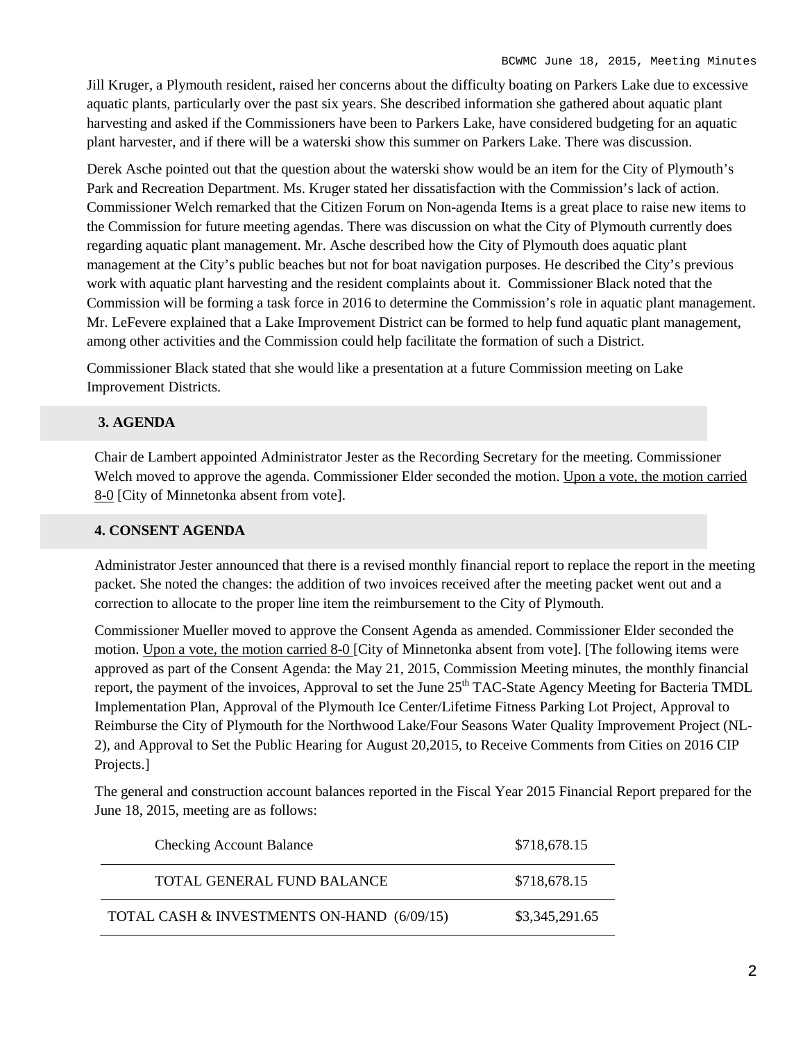Jill Kruger, a Plymouth resident, raised her concerns about the difficulty boating on Parkers Lake due to excessive aquatic plants, particularly over the past six years. She described information she gathered about aquatic plant harvesting and asked if the Commissioners have been to Parkers Lake, have considered budgeting for an aquatic plant harvester, and if there will be a waterski show this summer on Parkers Lake. There was discussion.

Derek Asche pointed out that the question about the waterski show would be an item for the City of Plymouth's Park and Recreation Department. Ms. Kruger stated her dissatisfaction with the Commission's lack of action. Commissioner Welch remarked that the Citizen Forum on Non-agenda Items is a great place to raise new items to the Commission for future meeting agendas. There was discussion on what the City of Plymouth currently does regarding aquatic plant management. Mr. Asche described how the City of Plymouth does aquatic plant management at the City's public beaches but not for boat navigation purposes. He described the City's previous work with aquatic plant harvesting and the resident complaints about it. Commissioner Black noted that the Commission will be forming a task force in 2016 to determine the Commission's role in aquatic plant management. Mr. LeFevere explained that a Lake Improvement District can be formed to help fund aquatic plant management, among other activities and the Commission could help facilitate the formation of such a District.

Commissioner Black stated that she would like a presentation at a future Commission meeting on Lake Improvement Districts.

## 3. AGENDA

Chair de Lambert appointed Administrator Jester as the Recording Secretary for the meeting. Commissioner Welch moved to approve the agenda. Commissioner Elder seconded the motion. Upon a vote, the motion carried 8-0 [City of Minnetonka absent from vote].

## 4. CONSENT AGENDA

Administrator Jester announced that there is a revised monthly financial report to replace the report in the meeting packet. She noted the changes: the addition of two invoices received after the meeting packet went out and a correction to allocate to the proper line item the reimbursement to the City of Plymouth.

Commissioner Mueller moved to approve the Consent Agenda as amended. Commissioner Elder seconded the motion. Upon a vote, the motion carried 8-0 [City of Minnetonka absent from vote]. [The following items were approved as part of the Consent Agenda: the May 21, 2015, Commission Meeting minutes, the monthly financial report, the payment of the invoices, Approval to set the June 25th TAC-State Agency Meeting for Bacteria TMDL Implementation Plan, Approval of the Plymouth Ice Center/Lifetime Fitness Parking Lot Project, Approval to Reimburse the City of Plymouth for the Northwood Lake/Four Seasons Water Quality Improvement Project (NL-2), and Approval to Set the Public Hearing for August 20,2015, to Receive Comments from Cities on 2016 CIP Projects.]

The general and construction account balances reported in the Fiscal Year 2015 Financial Report prepared for the June 18, 2015, meeting are as follows:

| | |
|---|---|
| Checking Account Balance | $718,678.15 |
| TOTAL GENERAL FUND BALANCE | $718,678.15 |
| TOTAL CASH & INVESTMENTS ON-HAND (6/09/15) | $3,345,291.65 |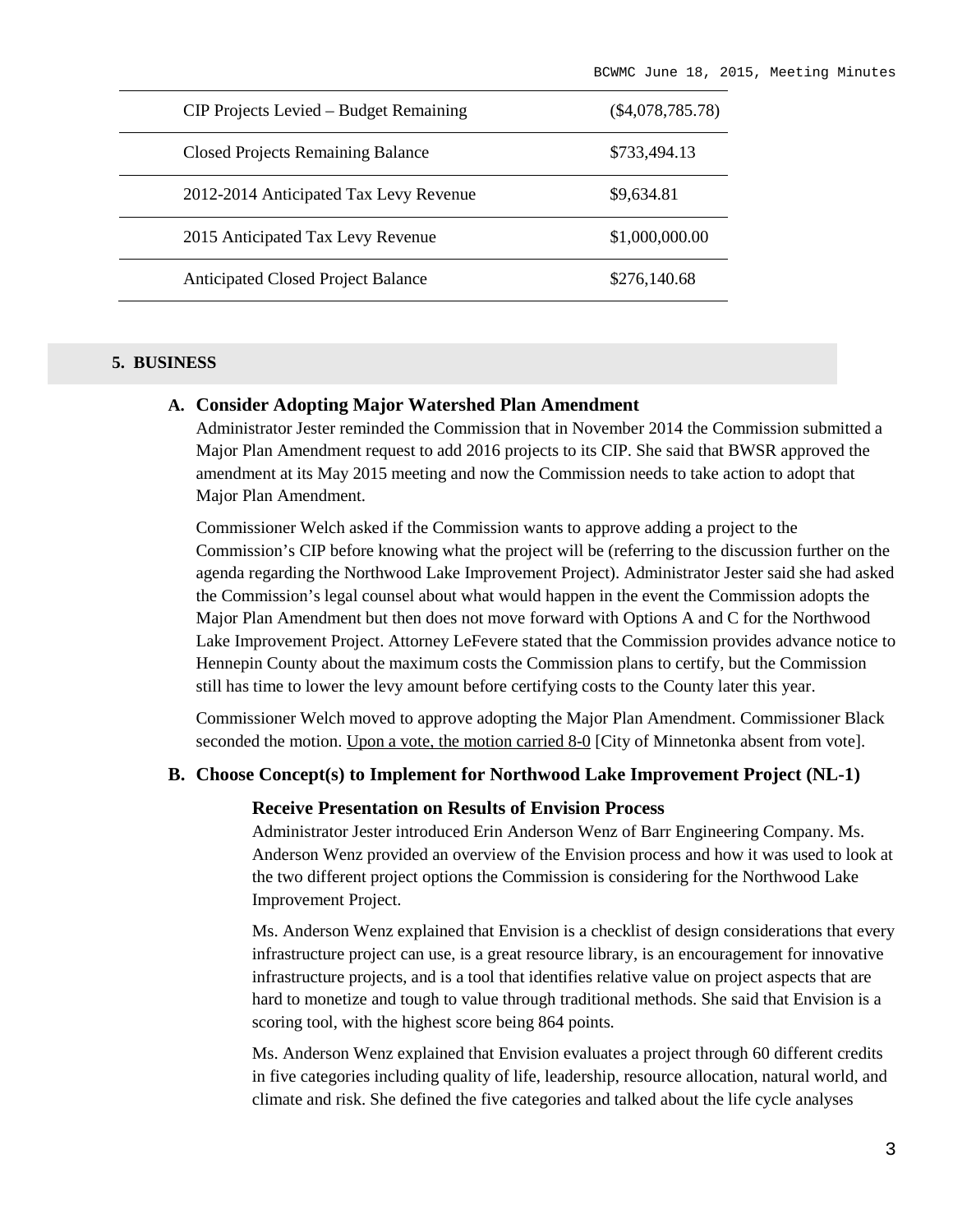| | |
|---|---|
| CIP Projects Levied – Budget Remaining | ($4,078,785.78) |
| Closed Projects Remaining Balance | $733,494.13 |
| 2012-2014 Anticipated Tax Levy Revenue | $9,634.81 |
| 2015 Anticipated Tax Levy Revenue | $1,000,000.00 |
| Anticipated Closed Project Balance | $276,140.68 |

## 5. BUSINESS

### A. Consider Adopting Major Watershed Plan Amendment

Administrator Jester reminded the Commission that in November 2014 the Commission submitted a Major Plan Amendment request to add 2016 projects to its CIP. She said that BWSR approved the amendment at its May 2015 meeting and now the Commission needs to take action to adopt that Major Plan Amendment.

Commissioner Welch asked if the Commission wants to approve adding a project to the Commission's CIP before knowing what the project will be (referring to the discussion further on the agenda regarding the Northwood Lake Improvement Project). Administrator Jester said she had asked the Commission's legal counsel about what would happen in the event the Commission adopts the Major Plan Amendment but then does not move forward with Options A and C for the Northwood Lake Improvement Project. Attorney LeFevere stated that the Commission provides advance notice to Hennepin County about the maximum costs the Commission plans to certify, but the Commission still has time to lower the levy amount before certifying costs to the County later this year.

Commissioner Welch moved to approve adopting the Major Plan Amendment. Commissioner Black seconded the motion. Upon a vote, the motion carried 8-0 [City of Minnetonka absent from vote].

### B. Choose Concept(s) to Implement for Northwood Lake Improvement Project (NL-1)

#### Receive Presentation on Results of Envision Process

Administrator Jester introduced Erin Anderson Wenz of Barr Engineering Company. Ms. Anderson Wenz provided an overview of the Envision process and how it was used to look at the two different project options the Commission is considering for the Northwood Lake Improvement Project.

Ms. Anderson Wenz explained that Envision is a checklist of design considerations that every infrastructure project can use, is a great resource library, is an encouragement for innovative infrastructure projects, and is a tool that identifies relative value on project aspects that are hard to monetize and tough to value through traditional methods. She said that Envision is a scoring tool, with the highest score being 864 points.

Ms. Anderson Wenz explained that Envision evaluates a project through 60 different credits in five categories including quality of life, leadership, resource allocation, natural world, and climate and risk. She defined the five categories and talked about the life cycle analyses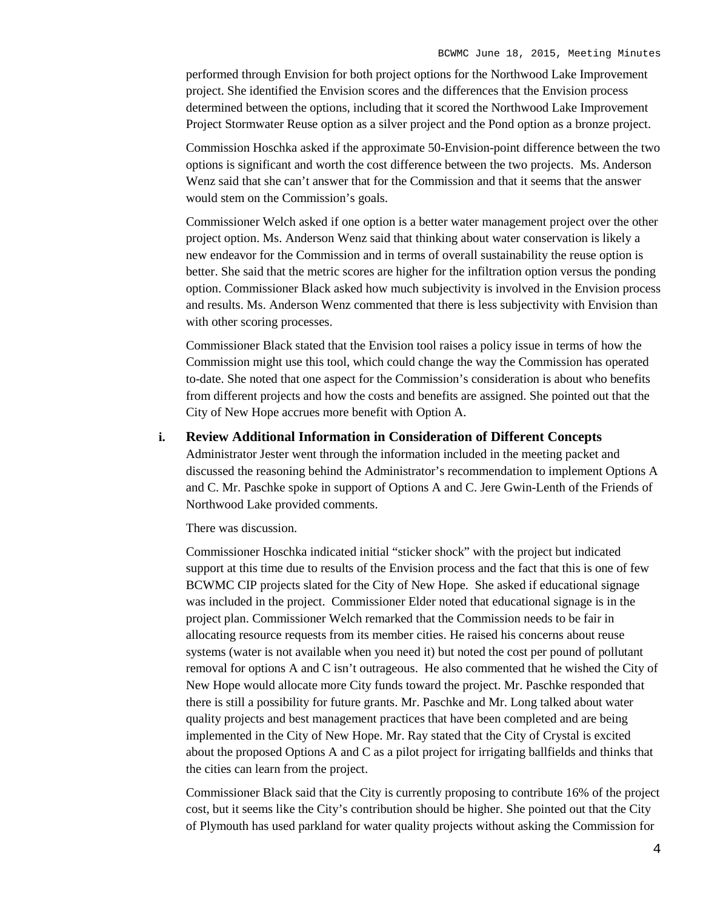performed through Envision for both project options for the Northwood Lake Improvement project. She identified the Envision scores and the differences that the Envision process determined between the options, including that it scored the Northwood Lake Improvement Project Stormwater Reuse option as a silver project and the Pond option as a bronze project.

Commission Hoschka asked if the approximate 50-Envision-point difference between the two options is significant and worth the cost difference between the two projects. Ms. Anderson Wenz said that she can't answer that for the Commission and that it seems that the answer would stem on the Commission's goals.

Commissioner Welch asked if one option is a better water management project over the other project option. Ms. Anderson Wenz said that thinking about water conservation is likely a new endeavor for the Commission and in terms of overall sustainability the reuse option is better. She said that the metric scores are higher for the infiltration option versus the ponding option. Commissioner Black asked how much subjectivity is involved in the Envision process and results. Ms. Anderson Wenz commented that there is less subjectivity with Envision than with other scoring processes.

Commissioner Black stated that the Envision tool raises a policy issue in terms of how the Commission might use this tool, which could change the way the Commission has operated to-date. She noted that one aspect for the Commission's consideration is about who benefits from different projects and how the costs and benefits are assigned. She pointed out that the City of New Hope accrues more benefit with Option A.

**i. Review Additional Information in Consideration of Different Concepts**

Administrator Jester went through the information included in the meeting packet and discussed the reasoning behind the Administrator's recommendation to implement Options A and C. Mr. Paschke spoke in support of Options A and C. Jere Gwin-Lenth of the Friends of Northwood Lake provided comments.

There was discussion.

Commissioner Hoschka indicated initial "sticker shock" with the project but indicated support at this time due to results of the Envision process and the fact that this is one of few BCWMC CIP projects slated for the City of New Hope. She asked if educational signage was included in the project. Commissioner Elder noted that educational signage is in the project plan. Commissioner Welch remarked that the Commission needs to be fair in allocating resource requests from its member cities. He raised his concerns about reuse systems (water is not available when you need it) but noted the cost per pound of pollutant removal for options A and C isn't outrageous. He also commented that he wished the City of New Hope would allocate more City funds toward the project. Mr. Paschke responded that there is still a possibility for future grants. Mr. Paschke and Mr. Long talked about water quality projects and best management practices that have been completed and are being implemented in the City of New Hope. Mr. Ray stated that the City of Crystal is excited about the proposed Options A and C as a pilot project for irrigating ballfields and thinks that the cities can learn from the project.

Commissioner Black said that the City is currently proposing to contribute 16% of the project cost, but it seems like the City's contribution should be higher. She pointed out that the City of Plymouth has used parkland for water quality projects without asking the Commission for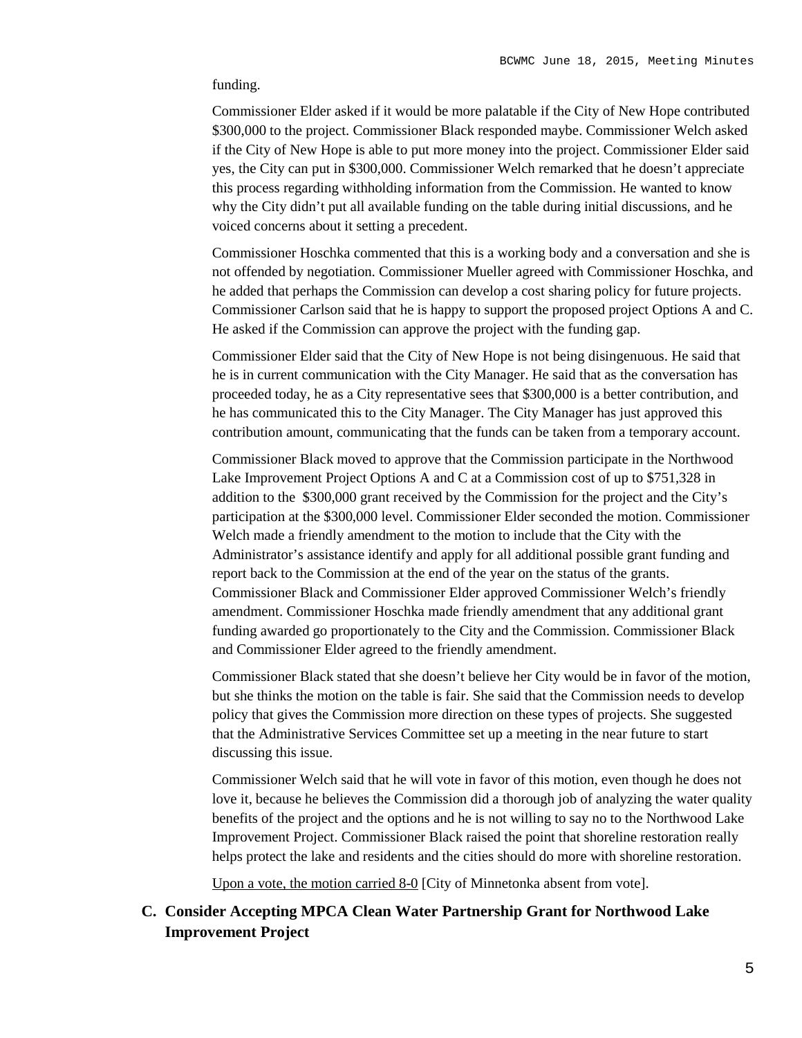funding.

Commissioner Elder asked if it would be more palatable if the City of New Hope contributed $300,000 to the project. Commissioner Black responded maybe. Commissioner Welch asked if the City of New Hope is able to put more money into the project. Commissioner Elder said yes, the City can put in $300,000. Commissioner Welch remarked that he doesn't appreciate this process regarding withholding information from the Commission. He wanted to know why the City didn't put all available funding on the table during initial discussions, and he voiced concerns about it setting a precedent.

Commissioner Hoschka commented that this is a working body and a conversation and she is not offended by negotiation. Commissioner Mueller agreed with Commissioner Hoschka, and he added that perhaps the Commission can develop a cost sharing policy for future projects. Commissioner Carlson said that he is happy to support the proposed project Options A and C. He asked if the Commission can approve the project with the funding gap.

Commissioner Elder said that the City of New Hope is not being disingenuous. He said that he is in current communication with the City Manager. He said that as the conversation has proceeded today, he as a City representative sees that $300,000 is a better contribution, and he has communicated this to the City Manager. The City Manager has just approved this contribution amount, communicating that the funds can be taken from a temporary account.

Commissioner Black moved to approve that the Commission participate in the Northwood Lake Improvement Project Options A and C at a Commission cost of up to $751,328 in addition to the $300,000 grant received by the Commission for the project and the City's participation at the $300,000 level. Commissioner Elder seconded the motion. Commissioner Welch made a friendly amendment to the motion to include that the City with the Administrator's assistance identify and apply for all additional possible grant funding and report back to the Commission at the end of the year on the status of the grants. Commissioner Black and Commissioner Elder approved Commissioner Welch's friendly amendment. Commissioner Hoschka made friendly amendment that any additional grant funding awarded go proportionately to the City and the Commission. Commissioner Black and Commissioner Elder agreed to the friendly amendment.

Commissioner Black stated that she doesn't believe her City would be in favor of the motion, but she thinks the motion on the table is fair. She said that the Commission needs to develop policy that gives the Commission more direction on these types of projects. She suggested that the Administrative Services Committee set up a meeting in the near future to start discussing this issue.

Commissioner Welch said that he will vote in favor of this motion, even though he does not love it, because he believes the Commission did a thorough job of analyzing the water quality benefits of the project and the options and he is not willing to say no to the Northwood Lake Improvement Project. Commissioner Black raised the point that shoreline restoration really helps protect the lake and residents and the cities should do more with shoreline restoration.

Upon a vote, the motion carried 8-0 [City of Minnetonka absent from vote].

**C. Consider Accepting MPCA Clean Water Partnership Grant for Northwood Lake Improvement Project**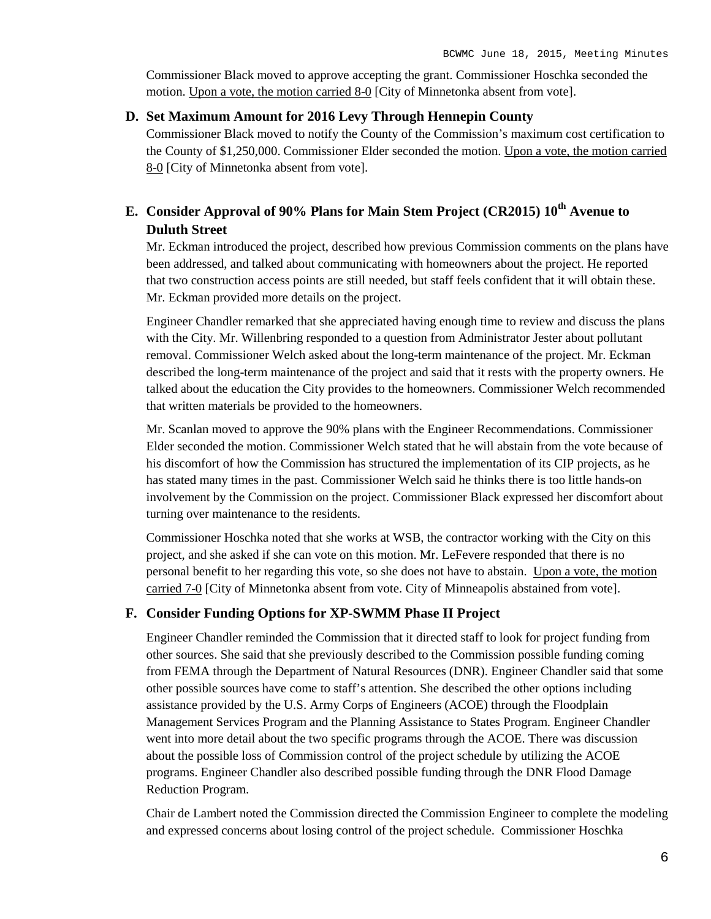Commissioner Black moved to approve accepting the grant. Commissioner Hoschka seconded the motion. Upon a vote, the motion carried 8-0 [City of Minnetonka absent from vote].

**D. Set Maximum Amount for 2016 Levy Through Hennepin County**

Commissioner Black moved to notify the County of the Commission's maximum cost certification to the County of $1,250,000. Commissioner Elder seconded the motion. Upon a vote, the motion carried 8-0 [City of Minnetonka absent from vote].

**E. Consider Approval of 90% Plans for Main Stem Project (CR2015) 10th Avenue to Duluth Street**

Mr. Eckman introduced the project, described how previous Commission comments on the plans have been addressed, and talked about communicating with homeowners about the project. He reported that two construction access points are still needed, but staff feels confident that it will obtain these. Mr. Eckman provided more details on the project.

Engineer Chandler remarked that she appreciated having enough time to review and discuss the plans with the City. Mr. Willenbring responded to a question from Administrator Jester about pollutant removal. Commissioner Welch asked about the long-term maintenance of the project. Mr. Eckman described the long-term maintenance of the project and said that it rests with the property owners. He talked about the education the City provides to the homeowners. Commissioner Welch recommended that written materials be provided to the homeowners.

Mr. Scanlan moved to approve the 90% plans with the Engineer Recommendations. Commissioner Elder seconded the motion. Commissioner Welch stated that he will abstain from the vote because of his discomfort of how the Commission has structured the implementation of its CIP projects, as he has stated many times in the past. Commissioner Welch said he thinks there is too little hands-on involvement by the Commission on the project. Commissioner Black expressed her discomfort about turning over maintenance to the residents.

Commissioner Hoschka noted that she works at WSB, the contractor working with the City on this project, and she asked if she can vote on this motion. Mr. LeFevere responded that there is no personal benefit to her regarding this vote, so she does not have to abstain. Upon a vote, the motion carried 7-0 [City of Minnetonka absent from vote. City of Minneapolis abstained from vote].

**F. Consider Funding Options for XP-SWMM Phase II Project**

Engineer Chandler reminded the Commission that it directed staff to look for project funding from other sources. She said that she previously described to the Commission possible funding coming from FEMA through the Department of Natural Resources (DNR). Engineer Chandler said that some other possible sources have come to staff's attention. She described the other options including assistance provided by the U.S. Army Corps of Engineers (ACOE) through the Floodplain Management Services Program and the Planning Assistance to States Program. Engineer Chandler went into more detail about the two specific programs through the ACOE. There was discussion about the possible loss of Commission control of the project schedule by utilizing the ACOE programs. Engineer Chandler also described possible funding through the DNR Flood Damage Reduction Program.

Chair de Lambert noted the Commission directed the Commission Engineer to complete the modeling and expressed concerns about losing control of the project schedule. Commissioner Hoschka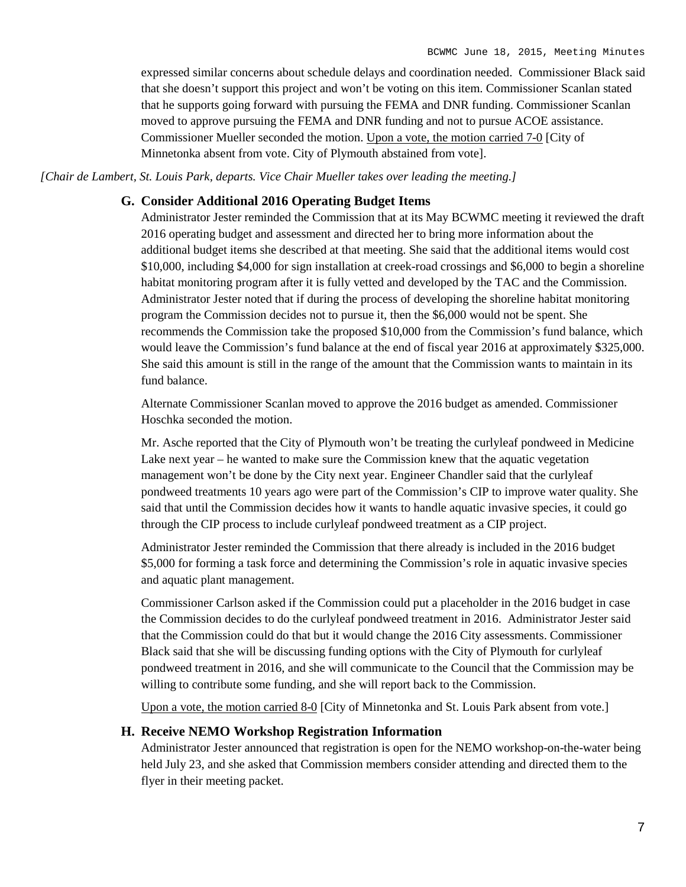expressed similar concerns about schedule delays and coordination needed. Commissioner Black said that she doesn't support this project and won't be voting on this item. Commissioner Scanlan stated that he supports going forward with pursuing the FEMA and DNR funding. Commissioner Scanlan moved to approve pursuing the FEMA and DNR funding and not to pursue ACOE assistance. Commissioner Mueller seconded the motion. Upon a vote, the motion carried 7-0 [City of Minnetonka absent from vote. City of Plymouth abstained from vote].

*[Chair de Lambert, St. Louis Park, departs. Vice Chair Mueller takes over leading the meeting.]*

### G. Consider Additional 2016 Operating Budget Items

Administrator Jester reminded the Commission that at its May BCWMC meeting it reviewed the draft 2016 operating budget and assessment and directed her to bring more information about the additional budget items she described at that meeting. She said that the additional items would cost $10,000, including $4,000 for sign installation at creek-road crossings and $6,000 to begin a shoreline habitat monitoring program after it is fully vetted and developed by the TAC and the Commission. Administrator Jester noted that if during the process of developing the shoreline habitat monitoring program the Commission decides not to pursue it, then the $6,000 would not be spent. She recommends the Commission take the proposed $10,000 from the Commission's fund balance, which would leave the Commission's fund balance at the end of fiscal year 2016 at approximately $325,000. She said this amount is still in the range of the amount that the Commission wants to maintain in its fund balance.

Alternate Commissioner Scanlan moved to approve the 2016 budget as amended. Commissioner Hoschka seconded the motion.

Mr. Asche reported that the City of Plymouth won't be treating the curlyleaf pondweed in Medicine Lake next year – he wanted to make sure the Commission knew that the aquatic vegetation management won't be done by the City next year. Engineer Chandler said that the curlyleaf pondweed treatments 10 years ago were part of the Commission's CIP to improve water quality. She said that until the Commission decides how it wants to handle aquatic invasive species, it could go through the CIP process to include curlyleaf pondweed treatment as a CIP project.

Administrator Jester reminded the Commission that there already is included in the 2016 budget $5,000 for forming a task force and determining the Commission's role in aquatic invasive species and aquatic plant management.

Commissioner Carlson asked if the Commission could put a placeholder in the 2016 budget in case the Commission decides to do the curlyleaf pondweed treatment in 2016. Administrator Jester said that the Commission could do that but it would change the 2016 City assessments. Commissioner Black said that she will be discussing funding options with the City of Plymouth for curlyleaf pondweed treatment in 2016, and she will communicate to the Council that the Commission may be willing to contribute some funding, and she will report back to the Commission.

Upon a vote, the motion carried 8-0 [City of Minnetonka and St. Louis Park absent from vote.]

### H. Receive NEMO Workshop Registration Information

Administrator Jester announced that registration is open for the NEMO workshop-on-the-water being held July 23, and she asked that Commission members consider attending and directed them to the flyer in their meeting packet.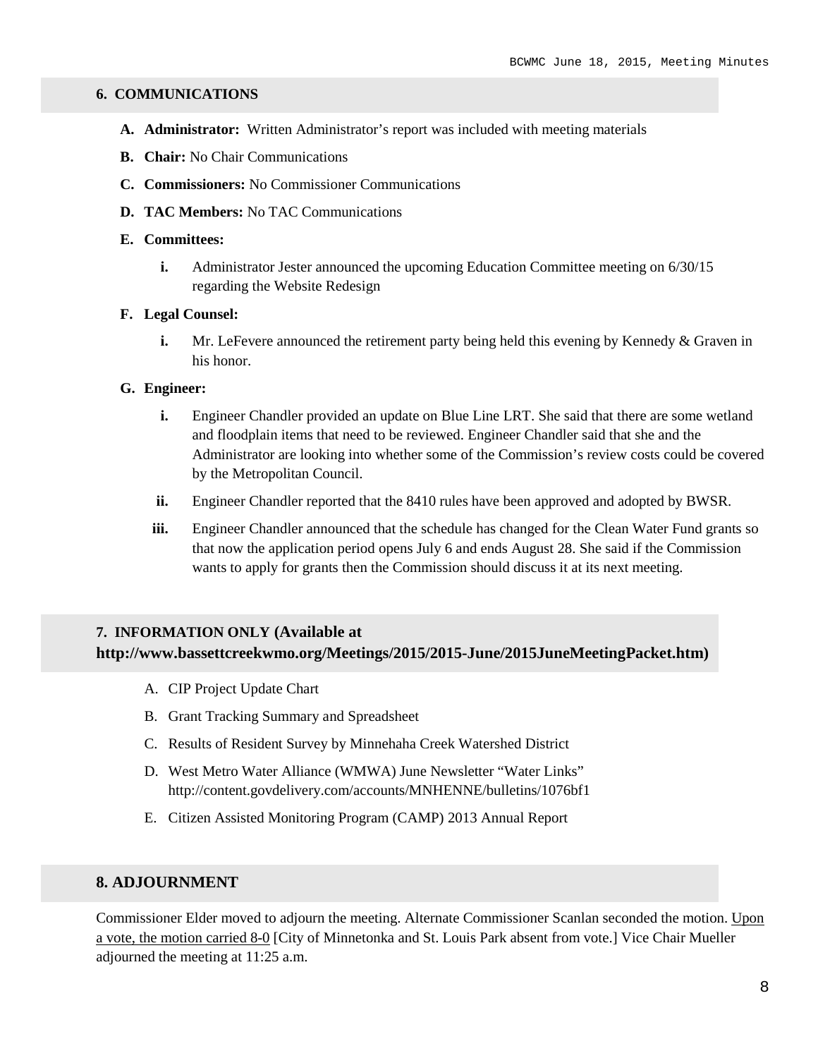## 6. COMMUNICATIONS

**A. Administrator:** Written Administrator's report was included with meeting materials

**B. Chair:** No Chair Communications

**C. Commissioners:** No Commissioner Communications

**D. TAC Members:** No TAC Communications

**E. Committees:**

- **i.** Administrator Jester announced the upcoming Education Committee meeting on 6/30/15 regarding the Website Redesign

**F. Legal Counsel:**

- **i.** Mr. LeFevere announced the retirement party being held this evening by Kennedy & Graven in his honor.

**G. Engineer:**

- **i.** Engineer Chandler provided an update on Blue Line LRT. She said that there are some wetland and floodplain items that need to be reviewed. Engineer Chandler said that she and the Administrator are looking into whether some of the Commission's review costs could be covered by the Metropolitan Council.
- **ii.** Engineer Chandler reported that the 8410 rules have been approved and adopted by BWSR.
- **iii.** Engineer Chandler announced that the schedule has changed for the Clean Water Fund grants so that now the application period opens July 6 and ends August 28. She said if the Commission wants to apply for grants then the Commission should discuss it at its next meeting.

## 7. INFORMATION ONLY (Available at http://www.bassettcreekwmo.org/Meetings/2015/2015-June/2015JuneMeetingPacket.htm)

A. CIP Project Update Chart

B. Grant Tracking Summary and Spreadsheet

C. Results of Resident Survey by Minnehaha Creek Watershed District

D. West Metro Water Alliance (WMWA) June Newsletter "Water Links" http://content.govdelivery.com/accounts/MNHENNE/bulletins/1076bf1

E. Citizen Assisted Monitoring Program (CAMP) 2013 Annual Report

## 8. ADJOURNMENT

Commissioner Elder moved to adjourn the meeting. Alternate Commissioner Scanlan seconded the motion. Upon a vote, the motion carried 8-0 [City of Minnetonka and St. Louis Park absent from vote.] Vice Chair Mueller adjourned the meeting at 11:25 a.m.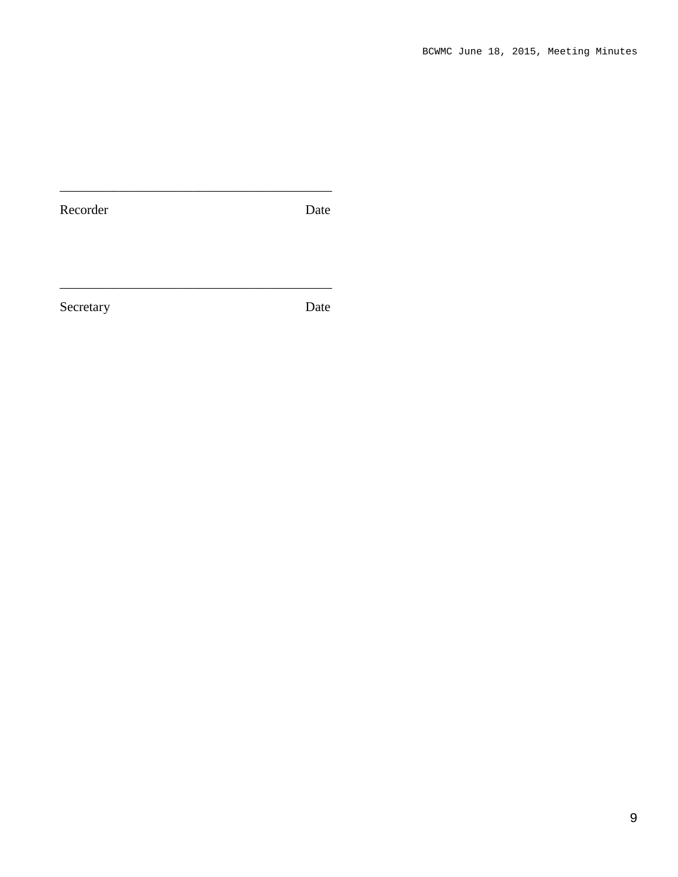\_\_\_\_\_\_\_\_\_\_\_\_\_\_\_\_\_\_\_\_\_\_\_\_\_\_\_\_\_\_\_\_\_\_\_\_\_\_\_\_

Recorder Date

\_\_\_\_\_\_\_\_\_\_\_\_\_\_\_\_\_\_\_\_\_\_\_\_\_\_\_\_\_\_\_\_\_\_\_\_\_\_\_\_

Secretary Date